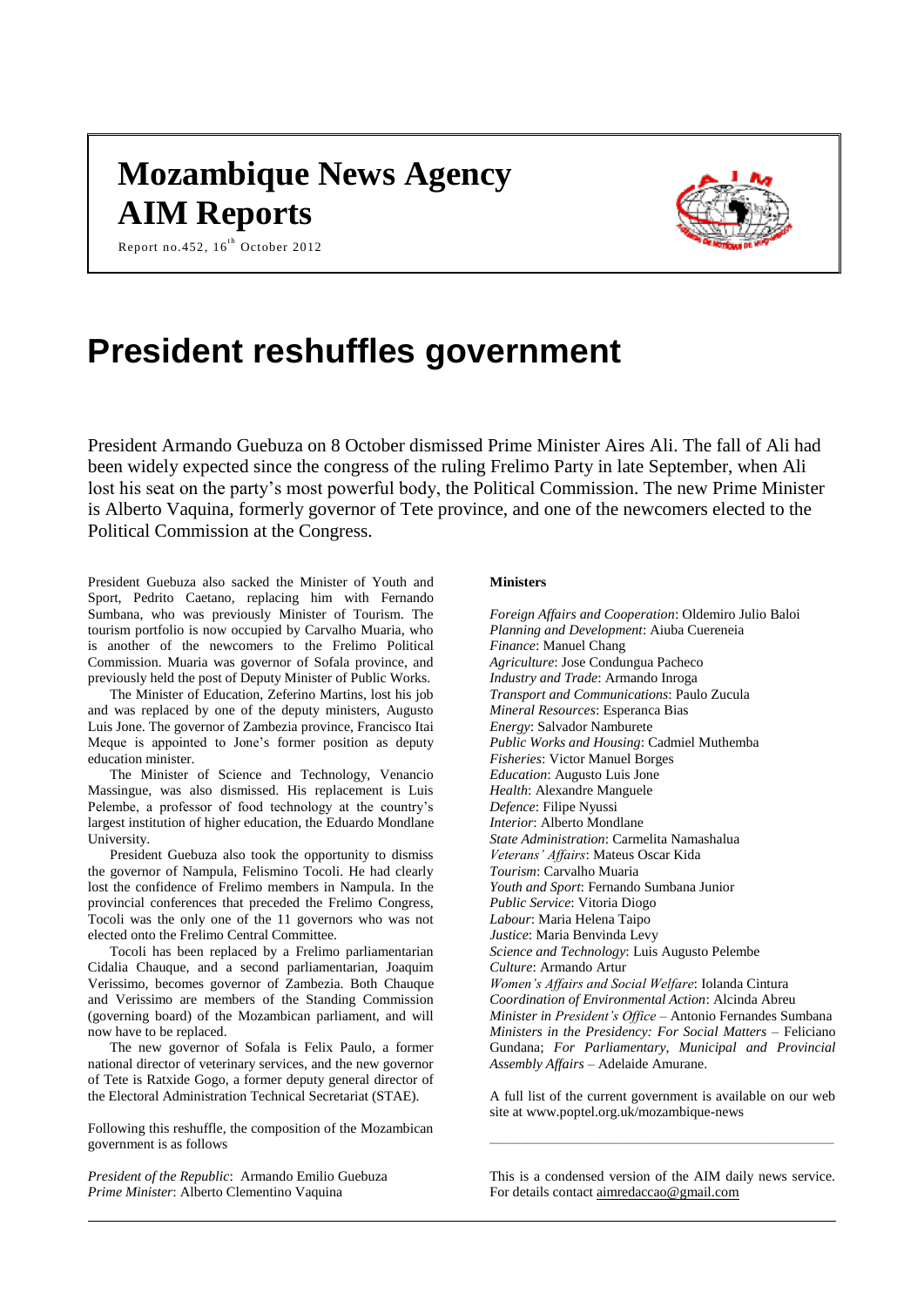# Mozambique News Agency AIM Reports

Report no.452, 16[th] October 2012

# President reshuffles government

President Armando Guebuza on 8 October dismissed Prime Minister Aires Ali. The fall of Ali had been widely expected since the congress of the ruling Frelimo Party in late September, when Ali lost his seat on the party's most powerful body, the Political Commission. The new Prime Minister is Alberto Vaquina, formerly governor of Tete province, and one of the newcomers elected to the Political Commission at the Congress.

President Guebuza also sacked the Minister of Youth and Sport, Pedrito Caetano, replacing him with Fernando Sumbana, who was previously Minister of Tourism. The tourism portfolio is now occupied by Carvalho Muaria, who is another of the newcomers to the Frelimo Political Commission. Muaria was governor of Sofala province, and previously held the post of Deputy Minister of Public Works.

The Minister of Education, Zeferino Martins, lost his job and was replaced by one of the deputy ministers, Augusto Luis Jone. The governor of Zambezia province, Francisco Itai Meque is appointed to Jone's former position as deputy education minister.

The Minister of Science and Technology, Venancio Massingue, was also dismissed. His replacement is Luis Pelembe, a professor of food technology at the country's largest institution of higher education, the Eduardo Mondlane University.

President Guebuza also took the opportunity to dismiss the governor of Nampula, Felismino Tocoli. He had clearly lost the confidence of Frelimo members in Nampula. In the provincial conferences that preceded the Frelimo Congress, Tocoli was the only one of the 11 governors who was not elected onto the Frelimo Central Committee.

Tocoli has been replaced by a Frelimo parliamentarian Cidalia Chauque, and a second parliamentarian, Joaquim Verissimo, becomes governor of Zambezia. Both Chauque and Verissimo are members of the Standing Commission (governing board) of the Mozambican parliament, and will now have to be replaced.

The new governor of Sofala is Felix Paulo, a former national director of veterinary services, and the new governor of Tete is Ratxide Gogo, a former deputy general director of the Electoral Administration Technical Secretariat (STAE).

Following this reshuffle, the composition of the Mozambican government is as follows

*President of the Republic*: Armando Emilio Guebuza
*Prime Minister*: Alberto Clementino Vaquina

**Ministers**

*Foreign Affairs and Cooperation*: Oldemiro Julio Baloi
*Planning and Development*: Aiuba Cuereneia
*Finance*: Manuel Chang
*Agriculture*: Jose Condungua Pacheco
*Industry and Trade*: Armando Inroga
*Transport and Communications*: Paulo Zucula
*Mineral Resources*: Esperanca Bias
*Energy*: Salvador Namburete
*Public Works and Housing*: Cadmiel Muthemba
*Fisheries*: Victor Manuel Borges
*Education*: Augusto Luis Jone
*Health*: Alexandre Manguele
*Defence*: Filipe Nyussi
*Interior*: Alberto Mondlane
*State Administration*: Carmelita Namashalua
*Veterans' Affairs*: Mateus Oscar Kida
*Tourism*: Carvalho Muaria
*Youth and Sport*: Fernando Sumbana Junior
*Public Service*: Vitoria Diogo
*Labour*: Maria Helena Taipo
*Justice*: Maria Benvinda Levy
*Science and Technology*: Luis Augusto Pelembe
*Culture*: Armando Artur
*Women's Affairs and Social Welfare*: Iolanda Cintura
*Coordination of Environmental Action*: Alcinda Abreu
*Minister in President's Office* – Antonio Fernandes Sumbana
*Ministers in the Presidency: For Social Matters* – Feliciano Gundana; *For Parliamentary, Municipal and Provincial Assembly Affairs* – Adelaide Amurane.

A full list of the current government is available on our web site at www.poptel.org.uk/mozambique-news

---

This is a condensed version of the AIM daily news service. For details contact aimredaccao@gmail.com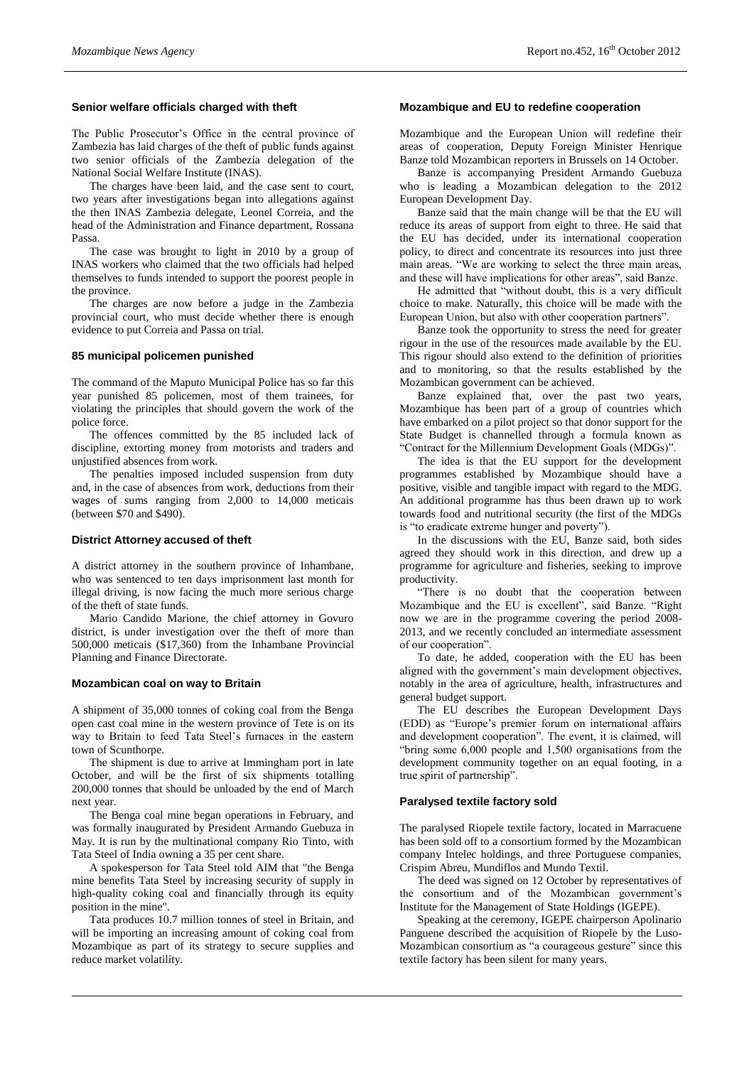### Senior welfare officials charged with theft

The Public Prosecutor's Office in the central province of Zambezia has laid charges of the theft of public funds against two senior officials of the Zambezia delegation of the National Social Welfare Institute (INAS).

The charges have been laid, and the case sent to court, two years after investigations began into allegations against the then INAS Zambezia delegate, Leonel Correia, and the head of the Administration and Finance department, Rossana Passa.

The case was brought to light in 2010 by a group of INAS workers who claimed that the two officials had helped themselves to funds intended to support the poorest people in the province.

The charges are now before a judge in the Zambezia provincial court, who must decide whether there is enough evidence to put Correia and Passa on trial.

### 85 municipal policemen punished

The command of the Maputo Municipal Police has so far this year punished 85 policemen, most of them trainees, for violating the principles that should govern the work of the police force.

The offences committed by the 85 included lack of discipline, extorting money from motorists and traders and unjustified absences from work.

The penalties imposed included suspension from duty and, in the case of absences from work, deductions from their wages of sums ranging from 2,000 to 14,000 meticais (between $70 and $490).

### District Attorney accused of theft

A district attorney in the southern province of Inhambane, who was sentenced to ten days imprisonment last month for illegal driving, is now facing the much more serious charge of the theft of state funds.

Mario Candido Marione, the chief attorney in Govuro district, is under investigation over the theft of more than 500,000 meticais ($17,360) from the Inhambane Provincial Planning and Finance Directorate.

### Mozambican coal on way to Britain

A shipment of 35,000 tonnes of coking coal from the Benga open cast coal mine in the western province of Tete is on its way to Britain to feed Tata Steel's furnaces in the eastern town of Scunthorpe.

The shipment is due to arrive at Immingham port in late October, and will be the first of six shipments totalling 200,000 tonnes that should be unloaded by the end of March next year.

The Benga coal mine began operations in February, and was formally inaugurated by President Armando Guebuza in May. It is run by the multinational company Rio Tinto, with Tata Steel of India owning a 35 per cent share.

A spokesperson for Tata Steel told AIM that "the Benga mine benefits Tata Steel by increasing security of supply in high-quality coking coal and financially through its equity position in the mine".

Tata produces 10.7 million tonnes of steel in Britain, and will be importing an increasing amount of coking coal from Mozambique as part of its strategy to secure supplies and reduce market volatility.

### Mozambique and EU to redefine cooperation

Mozambique and the European Union will redefine their areas of cooperation, Deputy Foreign Minister Henrique Banze told Mozambican reporters in Brussels on 14 October.

Banze is accompanying President Armando Guebuza who is leading a Mozambican delegation to the 2012 European Development Day.

Banze said that the main change will be that the EU will reduce its areas of support from eight to three. He said that the EU has decided, under its international cooperation policy, to direct and concentrate its resources into just three main areas. "We are working to select the three main areas, and these will have implications for other areas", said Banze.

He admitted that "without doubt, this is a very difficult choice to make. Naturally, this choice will be made with the European Union, but also with other cooperation partners".

Banze took the opportunity to stress the need for greater rigour in the use of the resources made available by the EU. This rigour should also extend to the definition of priorities and to monitoring, so that the results established by the Mozambican government can be achieved.

Banze explained that, over the past two years, Mozambique has been part of a group of countries which have embarked on a pilot project so that donor support for the State Budget is channelled through a formula known as "Contract for the Millennium Development Goals (MDGs)".

The idea is that the EU support for the development programmes established by Mozambique should have a positive, visible and tangible impact with regard to the MDG. An additional programme has thus been drawn up to work towards food and nutritional security (the first of the MDGs is "to eradicate extreme hunger and poverty").

In the discussions with the EU, Banze said, both sides agreed they should work in this direction, and drew up a programme for agriculture and fisheries, seeking to improve productivity.

"There is no doubt that the cooperation between Mozambique and the EU is excellent", said Banze. "Right now we are in the programme covering the period 2008-2013, and we recently concluded an intermediate assessment of our cooperation".

To date, he added, cooperation with the EU has been aligned with the government's main development objectives, notably in the area of agriculture, health, infrastructures and general budget support.

The EU describes the European Development Days (EDD) as "Europe's premier forum on international affairs and development cooperation". The event, it is claimed, will "bring some 6,000 people and 1,500 organisations from the development community together on an equal footing, in a true spirit of partnership".

### Paralysed textile factory sold

The paralysed Riopele textile factory, located in Marracuene has been sold off to a consortium formed by the Mozambican company Intelec holdings, and three Portuguese companies, Crispim Abreu, Mundiflos and Mundo Textil.

The deed was signed on 12 October by representatives of the consortium and of the Mozambican government's Institute for the Management of State Holdings (IGEPE).

Speaking at the ceremony, IGEPE chairperson Apolinario Panguene described the acquisition of Riopele by the Luso-Mozambican consortium as "a courageous gesture" since this textile factory has been silent for many years.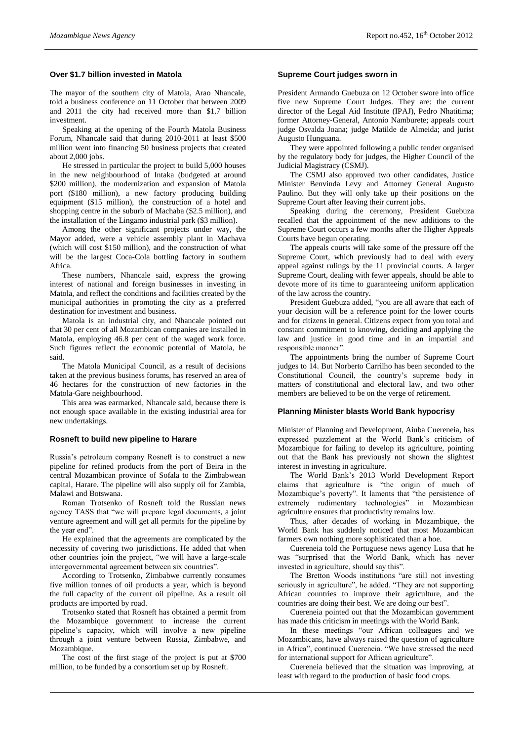## Over $1.7 billion invested in Matola

The mayor of the southern city of Matola, Arao Nhancale, told a business conference on 11 October that between 2009 and 2011 the city had received more than $1.7 billion investment.

Speaking at the opening of the Fourth Matola Business Forum, Nhancale said that during 2010-2011 at least $500 million went into financing 50 business projects that created about 2,000 jobs.

He stressed in particular the project to build 5,000 houses in the new neighbourhood of Intaka (budgeted at around $200 million), the modernization and expansion of Matola port ($180 million), a new factory producing building equipment ($15 million), the construction of a hotel and shopping centre in the suburb of Machaba ($2.5 million), and the installation of the Lingamo industrial park ($3 million).

Among the other significant projects under way, the Mayor added, were a vehicle assembly plant in Machava (which will cost $150 million), and the construction of what will be the largest Coca-Cola bottling factory in southern Africa.

These numbers, Nhancale said, express the growing interest of national and foreign businesses in investing in Matola, and reflect the conditions and facilities created by the municipal authorities in promoting the city as a preferred destination for investment and business.

Matola is an industrial city, and Nhancale pointed out that 30 per cent of all Mozambican companies are installed in Matola, employing 46.8 per cent of the waged work force. Such figures reflect the economic potential of Matola, he said.

The Matola Municipal Council, as a result of decisions taken at the previous business forums, has reserved an area of 46 hectares for the construction of new factories in the Matola-Gare neighbourhood.

This area was earmarked, Nhancale said, because there is not enough space available in the existing industrial area for new undertakings.

## Rosneft to build new pipeline to Harare

Russia's petroleum company Rosneft is to construct a new pipeline for refined products from the port of Beira in the central Mozambican province of Sofala to the Zimbabwean capital, Harare. The pipeline will also supply oil for Zambia, Malawi and Botswana.

Roman Trotsenko of Rosneft told the Russian news agency TASS that "we will prepare legal documents, a joint venture agreement and will get all permits for the pipeline by the year end".

He explained that the agreements are complicated by the necessity of covering two jurisdictions. He added that when other countries join the project, "we will have a large-scale intergovernmental agreement between six countries".

According to Trotsenko, Zimbabwe currently consumes five million tonnes of oil products a year, which is beyond the full capacity of the current oil pipeline. As a result oil products are imported by road.

Trotsenko stated that Rosneft has obtained a permit from the Mozambique government to increase the current pipeline's capacity, which will involve a new pipeline through a joint venture between Russia, Zimbabwe, and Mozambique.

The cost of the first stage of the project is put at $700 million, to be funded by a consortium set up by Rosneft.

## Supreme Court judges sworn in

President Armando Guebuza on 12 October swore into office five new Supreme Court Judges. They are: the current director of the Legal Aid Institute (IPAJ), Pedro Nhatitima; former Attorney-General, Antonio Namburete; appeals court judge Osvalda Joana; judge Matilde de Almeida; and jurist Augusto Hunguana.

They were appointed following a public tender organised by the regulatory body for judges, the Higher Council of the Judicial Magistracy (CSMJ).

The CSMJ also approved two other candidates, Justice Minister Benvinda Levy and Attorney General Augusto Paulino. But they will only take up their positions on the Supreme Court after leaving their current jobs.

Speaking during the ceremony, President Guebuza recalled that the appointment of the new additions to the Supreme Court occurs a few months after the Higher Appeals Courts have begun operating.

The appeals courts will take some of the pressure off the Supreme Court, which previously had to deal with every appeal against rulings by the 11 provincial courts. A larger Supreme Court, dealing with fewer appeals, should be able to devote more of its time to guaranteeing uniform application of the law across the country.

President Guebuza added, "you are all aware that each of your decision will be a reference point for the lower courts and for citizens in general. Citizens expect from you total and constant commitment to knowing, deciding and applying the law and justice in good time and in an impartial and responsible manner".

The appointments bring the number of Supreme Court judges to 14. But Norberto Carrilho has been seconded to the Constitutional Council, the country's supreme body in matters of constitutional and electoral law, and two other members are believed to be on the verge of retirement.

## Planning Minister blasts World Bank hypocrisy

Minister of Planning and Development, Aiuba Cuereneia, has expressed puzzlement at the World Bank's criticism of Mozambique for failing to develop its agriculture, pointing out that the Bank has previously not shown the slightest interest in investing in agriculture.

The World Bank's 2013 World Development Report claims that agriculture is "the origin of much of Mozambique's poverty". It laments that "the persistence of extremely rudimentary technologies" in Mozambican agriculture ensures that productivity remains low.

Thus, after decades of working in Mozambique, the World Bank has suddenly noticed that most Mozambican farmers own nothing more sophisticated than a hoe.

Cuereneia told the Portuguese news agency Lusa that he was "surprised that the World Bank, which has never invested in agriculture, should say this".

The Bretton Woods institutions "are still not investing seriously in agriculture", he added. "They are not supporting African countries to improve their agriculture, and the countries are doing their best. We are doing our best".

Cuereneia pointed out that the Mozambican government has made this criticism in meetings with the World Bank.

In these meetings "our African colleagues and we Mozambicans, have always raised the question of agriculture in Africa", continued Cuereneia. "We have stressed the need for international support for African agriculture".

Cuereneia believed that the situation was improving, at least with regard to the production of basic food crops.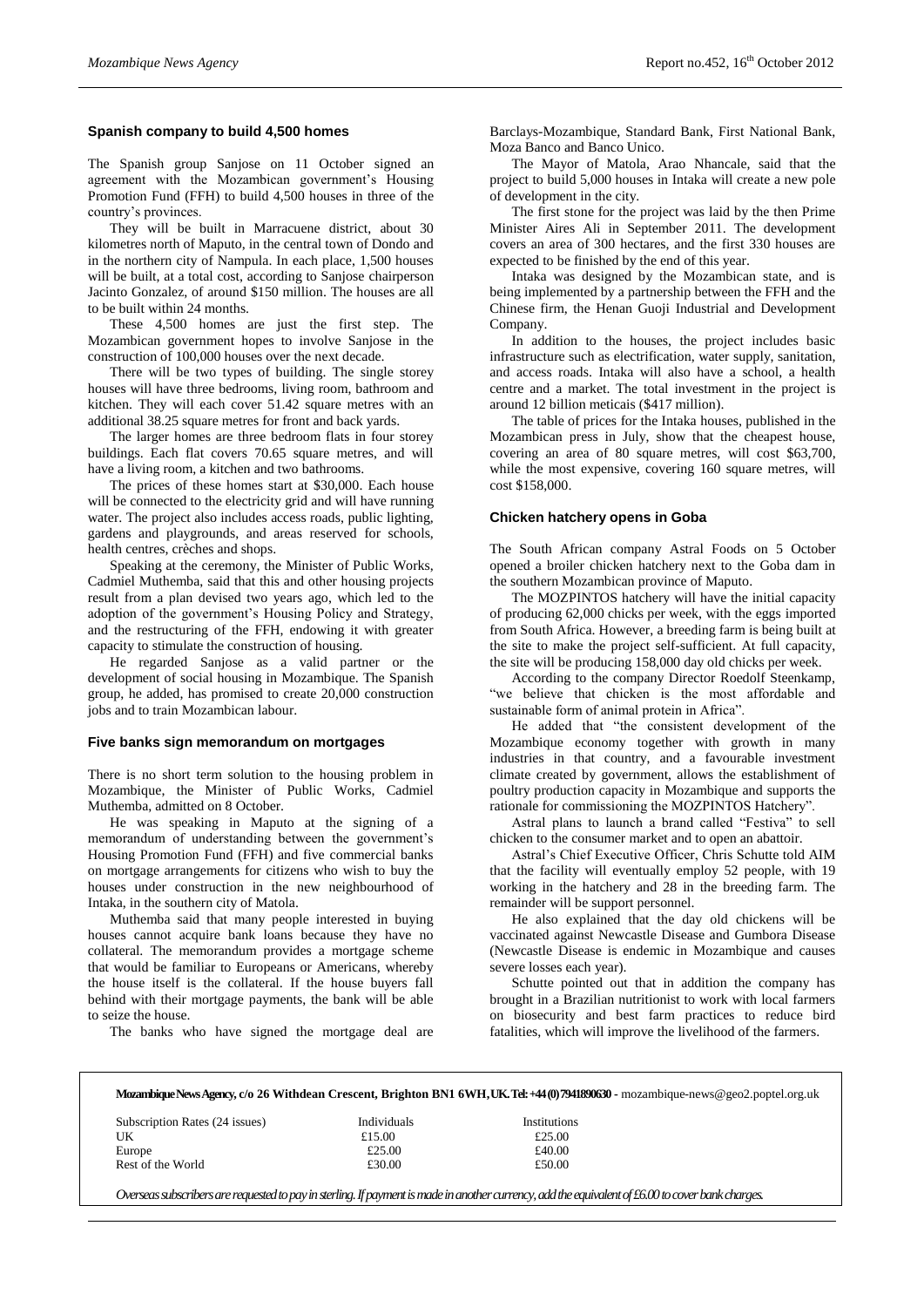### Spanish company to build 4,500 homes

The Spanish group Sanjose on 11 October signed an agreement with the Mozambican government's Housing Promotion Fund (FFH) to build 4,500 houses in three of the country's provinces.

They will be built in Marracuene district, about 30 kilometres north of Maputo, in the central town of Dondo and in the northern city of Nampula. In each place, 1,500 houses will be built, at a total cost, according to Sanjose chairperson Jacinto Gonzalez, of around \$150 million. The houses are all to be built within 24 months.

These 4,500 homes are just the first step. The Mozambican government hopes to involve Sanjose in the construction of 100,000 houses over the next decade.

There will be two types of building. The single storey houses will have three bedrooms, living room, bathroom and kitchen. They will each cover 51.42 square metres with an additional 38.25 square metres for front and back yards.

The larger homes are three bedroom flats in four storey buildings. Each flat covers 70.65 square metres, and will have a living room, a kitchen and two bathrooms.

The prices of these homes start at \$30,000. Each house will be connected to the electricity grid and will have running water. The project also includes access roads, public lighting, gardens and playgrounds, and areas reserved for schools, health centres, crèches and shops.

Speaking at the ceremony, the Minister of Public Works, Cadmiel Muthemba, said that this and other housing projects result from a plan devised two years ago, which led to the adoption of the government's Housing Policy and Strategy, and the restructuring of the FFH, endowing it with greater capacity to stimulate the construction of housing.

He regarded Sanjose as a valid partner or the development of social housing in Mozambique. The Spanish group, he added, has promised to create 20,000 construction jobs and to train Mozambican labour.

### Five banks sign memorandum on mortgages

There is no short term solution to the housing problem in Mozambique, the Minister of Public Works, Cadmiel Muthemba, admitted on 8 October.

He was speaking in Maputo at the signing of a memorandum of understanding between the government's Housing Promotion Fund (FFH) and five commercial banks on mortgage arrangements for citizens who wish to buy the houses under construction in the new neighbourhood of Intaka, in the southern city of Matola.

Muthemba said that many people interested in buying houses cannot acquire bank loans because they have no collateral. The memorandum provides a mortgage scheme that would be familiar to Europeans or Americans, whereby the house itself is the collateral. If the house buyers fall behind with their mortgage payments, the bank will be able to seize the house.

The banks who have signed the mortgage deal are Barclays-Mozambique, Standard Bank, First National Bank, Moza Banco and Banco Unico.

The Mayor of Matola, Arao Nhancale, said that the project to build 5,000 houses in Intaka will create a new pole of development in the city.

The first stone for the project was laid by the then Prime Minister Aires Ali in September 2011. The development covers an area of 300 hectares, and the first 330 houses are expected to be finished by the end of this year.

Intaka was designed by the Mozambican state, and is being implemented by a partnership between the FFH and the Chinese firm, the Henan Guoji Industrial and Development Company.

In addition to the houses, the project includes basic infrastructure such as electrification, water supply, sanitation, and access roads. Intaka will also have a school, a health centre and a market. The total investment in the project is around 12 billion meticais (\$417 million).

The table of prices for the Intaka houses, published in the Mozambican press in July, show that the cheapest house, covering an area of 80 square metres, will cost \$63,700, while the most expensive, covering 160 square metres, will cost \$158,000.

### Chicken hatchery opens in Goba

The South African company Astral Foods on 5 October opened a broiler chicken hatchery next to the Goba dam in the southern Mozambican province of Maputo.

The MOZPINTOS hatchery will have the initial capacity of producing 62,000 chicks per week, with the eggs imported from South Africa. However, a breeding farm is being built at the site to make the project self-sufficient. At full capacity, the site will be producing 158,000 day old chicks per week.

According to the company Director Roedolf Steenkamp, "we believe that chicken is the most affordable and sustainable form of animal protein in Africa".

He added that "the consistent development of the Mozambique economy together with growth in many industries in that country, and a favourable investment climate created by government, allows the establishment of poultry production capacity in Mozambique and supports the rationale for commissioning the MOZPINTOS Hatchery".

Astral plans to launch a brand called "Festiva" to sell chicken to the consumer market and to open an abattoir.

Astral's Chief Executive Officer, Chris Schutte told AIM that the facility will eventually employ 52 people, with 19 working in the hatchery and 28 in the breeding farm. The remainder will be support personnel.

He also explained that the day old chickens will be vaccinated against Newcastle Disease and Gumbora Disease (Newcastle Disease is endemic in Mozambique and causes severe losses each year).

Schutte pointed out that in addition the company has brought in a Brazilian nutritionist to work with local farmers on biosecurity and best farm practices to reduce bird fatalities, which will improve the livelihood of the farmers.

---

**Mozambique News Agency, c/o 26 Withdean Crescent, Brighton BN1 6WH, UK. Tel: +44 (0)7941890630** - mozambique-news@geo2.poptel.org.uk

| Subscription Rates (24 issues) | Individuals | Institutions |
|---|---|---|
| UK | £15.00 | £25.00 |
| Europe | £25.00 | £40.00 |
| Rest of the World | £30.00 | £50.00 |

*Overseas subscribers are requested to pay in sterling. If payment is made in another currency, add the equivalent of £6.00 to cover bank charges.*